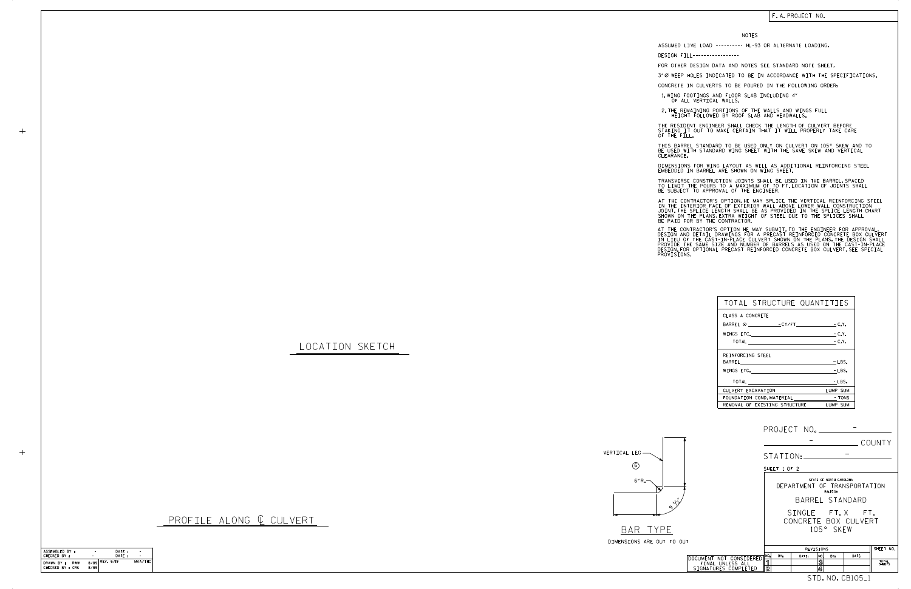F. A. PROJECT NO.

## NOTES

ASSUMED LIVE LOAD ---------- HL-93 OR ALTERNATE LOADING.

DESIGN FILL-----------------

FOR OTHER DESIGN DATA AND NOTES SEE STANDARD NOTE SHEET.

3"Ø WEEP HOLES INDICATED TO BE IN ACCORDANCE WITH THE SPECIFICATIONS.

CONCRETE IN CULVERTS TO BE POURED IN THE FOLLOWING ORDER:

1. WING FOOTINGS AND FLOOR SLAB INCLUDING 4" OF ALL VERTICAL WALLS.
2. THE REMAINING PORTIONS OF THE WALLS AND WINGS FULL HEIGHT FOLLOWED BY ROOF SLAB AND HEADWALLS.

THE RESIDENT ENGINEER SHALL CHECK THE LENGTH OF CULVERT BEFORE STAKING IT OUT TO MAKE CERTAIN THAT IT WILL PROPERLY TAKE CARE OF THE FILL.

THIS BARREL STANDARD TO BE USED ONLY ON CULVERT ON 105° SKEW AND TO BE USED WITH STANDARD WING SHEET WITH THE SAME SKEW AND VERTICAL CLEARANCE.

DIMENSIONS FOR WING LAYOUT AS WELL AS ADDITIONAL REINFORCING STEEL EMBEDDED IN BARREL ARE SHOWN ON WING SHEET.

TRANSVERSE CONSTRUCTION JOINTS SHALL BE USED IN THE BARREL, SPACED TO LIMIT THE POURS TO A MAXIMUM OF 70 FT. LOCATION OF JOINTS SHALL BE SUBJECT TO APPROVAL OF THE ENGINEER.

AT THE CONTRACTOR'S OPTION, HE MAY SPLICE THE VERTICAL REINFORCING STEEL IN THE INTERIOR FACE OF EXTERIOR WALL ABOVE LOWER WALL CONSTRUCTION JOINT. THE SPLICE LENGTH SHALL BE AS PROVIDED IN THE SPLICE LENGTH CHART SHOWN ON THE PLANS. EXTRA WEIGHT OF STEEL DUE TO THE SPLICES SHALL BE PAID FOR BY THE CONTRACTOR.

AT THE CONTRACTOR'S OPTION HE MAY SUBMIT, TO THE ENGINEER FOR APPROVAL, DESIGN AND DETAIL DRAWINGS FOR A PRECAST REINFORCED CONCRETE BOX CULVERT IN LIEU OF THE CAST-IN-PLACE CULVERT SHOWN ON THE PLANS. THE DESIGN SHALL PROVIDE THE SAME SIZE AND NUMBER OF BARRELS AS USED ON THE CAST-IN-PLACE DESIGN. FOR OPTIONAL PRECAST REINFORCED CONCRETE BOX CULVERT, SEE SPECIAL PROVISIONS.

| TOTAL STRUCTURE QUANTITIES | |
|---|---|
| **CLASS A CONCRETE** | |
| BARREL @ ______ - CY/FT ______ | - C.Y. |
| WINGS ETC. ______ | - C.Y. |
| TOTAL ______ | - C.Y. |
| **REINFORCING STEEL** | |
| BARREL ______ | - LBS. |
| WINGS ETC. ______ | - LBS. |
| TOTAL ______ | - LBS. |
| CULVERT EXCAVATION | LUMP SUM |
| FOUNDATION COND. MATERIAL | - TONS |
| REMOVAL OF EXISTING STRUCTURE | LUMP SUM |

## LOCATION SKETCH

## PROFILE ALONG ℄ CULVERT

VERTICAL LEG

⑥

6" R.

9 1/2"

## BAR TYPE

DIMENSIONS ARE OUT TO OUT

PROJECT NO. ______ -

______ - ______ COUNTY

STATION: ______ -

SHEET 1 OF 2

STATE OF NORTH CAROLINA
DEPARTMENT OF TRANSPORTATION
RALEIGH

BARREL STANDARD

SINGLE FT. X FT.
CONCRETE BOX CULVERT
105° SKEW

| ASSEMBLED BY : | - | DATE : | - |
|---|---|---|---|
| CHECKED BY : | - | DATE : | - |
| DRAWN BY : RWW | 8/89 | REV. 6/19 | MAA/THC |
| CHECKED BY : CRK | 8/89 | | |

DOCUMENT NOT CONSIDERED FINAL UNLESS ALL SIGNATURES COMPLETED

| REVISIONS | | | | | | SHEET NO. |
|---|---|---|---|---|---|---|
| NO. | BY: | DATE: | NO. | BY: | DATE: | |
| 1 | | | 3 | | | |
| 2 | | | 4 | | | TOTAL SHEETS |

STD. NO. CB105_1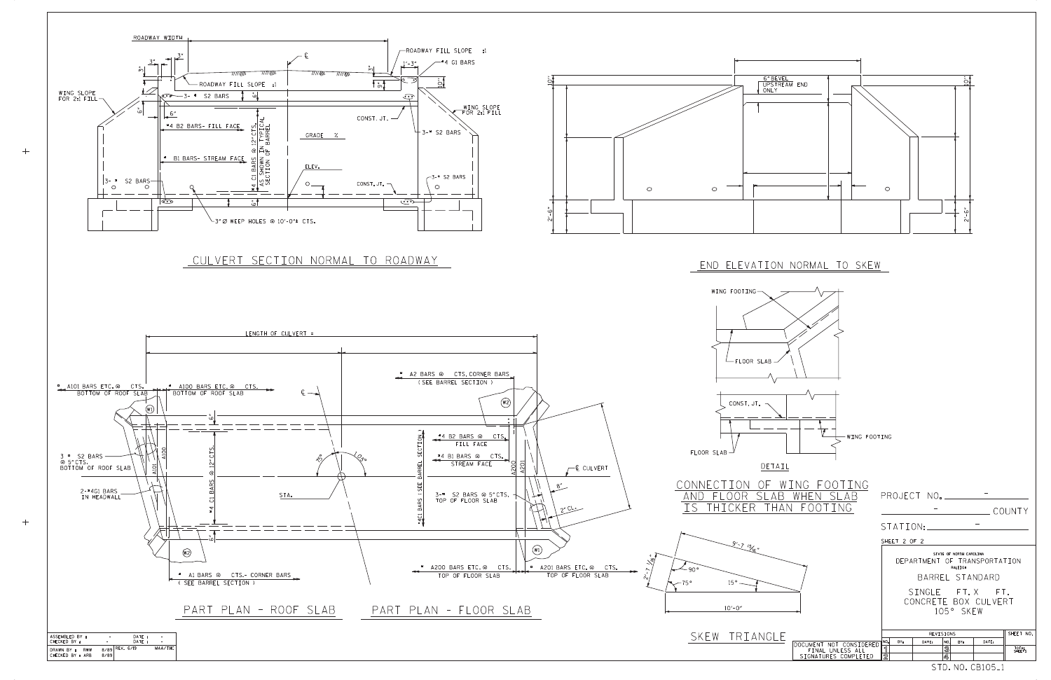## CULVERT SECTION NORMAL TO ROADWAY

ROADWAY WIDTH

3"

3"

3"

℄

ROADWAY FILL SLOPE :1

#4 G1 BARS

1'-3"

10"

9"

3"

WING SLOPE FOR 2:1 FILL

ROADWAY FILL SLOPE :1

3- # S2 BARS

6"

6"

6"

CONST. JT.

3-# S2 BARS

WING SLOPE FOR 2:1 FILL

#4 B2 BARS- FILL FACE

#4 C1 BARS @ 12"CTS. AS SHOWN IN TYPICAL SECTION OF BARREL

GRADE %

B1 BARS- STREAM FACE

ELEV.

3- # S2 BARS

CONST. JT.

3-# S2 BARS

6"

3"Ø WEEP HOLES @ 10'-0"± CTS.

## END ELEVATION NORMAL TO SKEW

6" BEVEL UPSTREAM END ONLY

10"

10"

2'-6"

2'-6"

## PART PLAN - ROOF SLAB

## PART PLAN - FLOOR SLAB

LENGTH OF CULVERT =

# A101 BARS ETC.@ CTS. BOTTOM OF ROOF SLAB

# A100 BARS ETC.@ CTS. BOTTOM OF ROOF SLAB

℄

# A2 BARS @ CTS. CORNER BARS (SEE BARREL SECTION)

W1

W2

6"

3 # S2 BARS @ 5"CTS. BOTTOM OF ROOF SLAB

A101

A100

#4 C1 BARS @ 12"CTS.

75°

105°

#4 B2 BARS @ CTS. FILL FACE

#4 B1 BARS @ CTS. STREAM FACE

#4C1 BARS (SEE BARREL SECTION)

A201

A200

℄ CULVERT

2-#4G1 BARS IN HEADWALL

STA.

3-# S2 BARS @ 5"CTS. TOP OF FLOOR SLAB

8"

2" CL.

6"

W2

W1

# A1 BARS @ CTS.- CORNER BARS (SEE BARREL SECTION)

# A200 BARS ETC.@ CTS. TOP OF FLOOR SLAB

# A201 BARS ETC.@ CTS. TOP OF FLOOR SLAB

## CONNECTION OF WING FOOTING AND FLOOR SLAB WHEN SLAB IS THICKER THAN FOOTING

WING FOOTING

FLOOR SLAB

CONST. JT.

FLOOR SLAB

WING FOOTING

DETAIL

## SKEW TRIANGLE

9'-7 15/16"

2'-7 1/16"

90°

75°

15°

10'-0"

PROJECT NO. ______-______

______-______ COUNTY

STATION: ______-______

SHEET 2 OF 2

STATE OF NORTH CAROLINA
DEPARTMENT OF TRANSPORTATION
RALEIGH

BARREL STANDARD

SINGLE FT. X FT.
CONCRETE BOX CULVERT
105° SKEW

| REVISIONS | | | | | | SHEET NO. |
|---|---|---|---|---|---|---|
| NO. | BY: | DATE: | NO. | BY: | DATE: | |
| 1 | | | 3 | | | TOTAL SHEETS |
| 2 | | | 4 | | | |

DOCUMENT NOT CONSIDERED FINAL UNLESS ALL SIGNATURES COMPLETED

| | | | |
|---|---|---|---|
| ASSEMBLED BY : | - | DATE : | - |
| CHECKED BY : | - | DATE : | - |
| DRAWN BY : RWW 8/89 | REV. 6/19 | | MAA/THC |
| CHECKED BY : ARB 8/89 | | | |

STD. NO. CB105_1